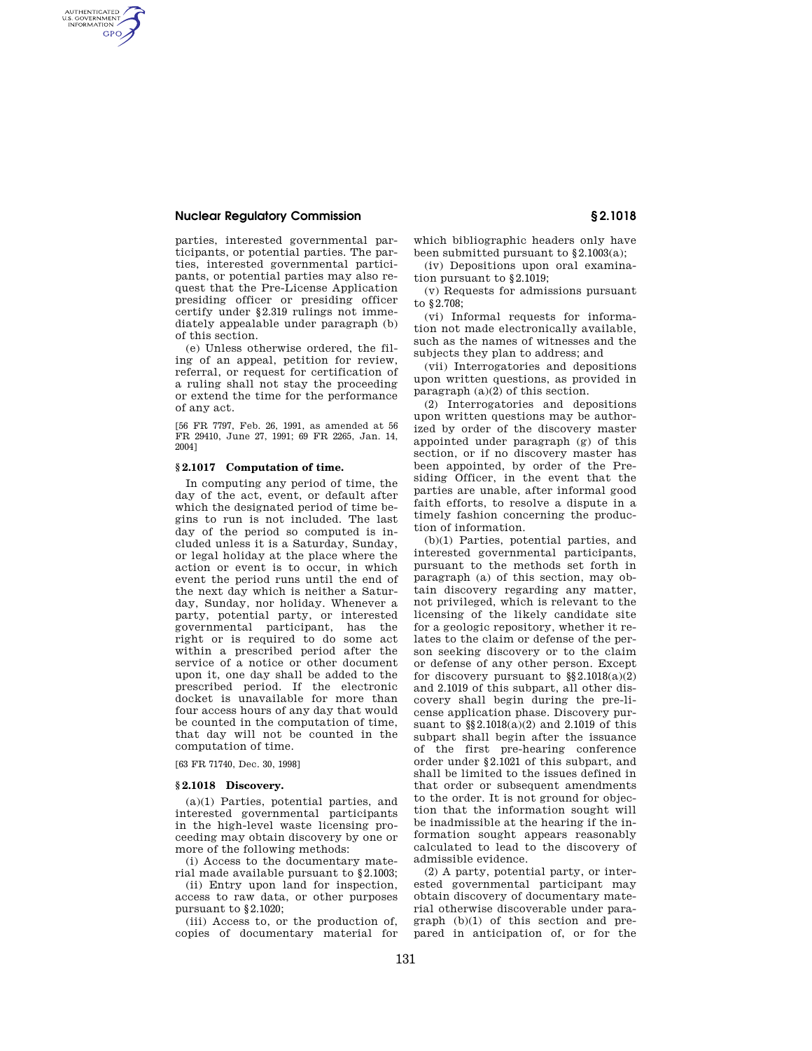parties, interested governmental participants, or potential parties. The parties, interested governmental participants, or potential parties may also request that the Pre-License Application presiding officer or presiding officer certify under §2.319 rulings not immediately appealable under paragraph (b) of this section.

(e) Unless otherwise ordered, the filing of an appeal, petition for review, referral, or request for certification of a ruling shall not stay the proceeding or extend the time for the performance of any act.

[56 FR 7797, Feb. 26, 1991, as amended at 56 FR 29410, June 27, 1991; 69 FR 2265, Jan. 14, 2004]

### § 2.1017 Computation of time.

In computing any period of time, the day of the act, event, or default after which the designated period of time begins to run is not included. The last day of the period so computed is included unless it is a Saturday, Sunday, or legal holiday at the place where the action or event is to occur, in which event the period runs until the end of the next day which is neither a Saturday, Sunday, nor holiday. Whenever a party, potential party, or interested governmental participant, has the right or is required to do some act within a prescribed period after the service of a notice or other document upon it, one day shall be added to the prescribed period. If the electronic docket is unavailable for more than four access hours of any day that would be counted in the computation of time, that day will not be counted in the computation of time.

[63 FR 71740, Dec. 30, 1998]

### § 2.1018 Discovery.

(a)(1) Parties, potential parties, and interested governmental participants in the high-level waste licensing proceeding may obtain discovery by one or more of the following methods:

(i) Access to the documentary material made available pursuant to §2.1003;

(ii) Entry upon land for inspection, access to raw data, or other purposes pursuant to §2.1020;

(iii) Access to, or the production of, copies of documentary material for which bibliographic headers only have been submitted pursuant to §2.1003(a);

(iv) Depositions upon oral examination pursuant to §2.1019;

(v) Requests for admissions pursuant to §2.708;

(vi) Informal requests for information not made electronically available, such as the names of witnesses and the subjects they plan to address; and

(vii) Interrogatories and depositions upon written questions, as provided in paragraph (a)(2) of this section.

(2) Interrogatories and depositions upon written questions may be authorized by order of the discovery master appointed under paragraph (g) of this section, or if no discovery master has been appointed, by order of the Presiding Officer, in the event that the parties are unable, after informal good faith efforts, to resolve a dispute in a timely fashion concerning the production of information.

(b)(1) Parties, potential parties, and interested governmental participants, pursuant to the methods set forth in paragraph (a) of this section, may obtain discovery regarding any matter, not privileged, which is relevant to the licensing of the likely candidate site for a geologic repository, whether it relates to the claim or defense of the person seeking discovery or to the claim or defense of any other person. Except for discovery pursuant to §§2.1018(a)(2) and 2.1019 of this subpart, all other discovery shall begin during the pre-license application phase. Discovery pursuant to §§2.1018(a)(2) and 2.1019 of this subpart shall begin after the issuance of the first pre-hearing conference order under §2.1021 of this subpart, and shall be limited to the issues defined in that order or subsequent amendments to the order. It is not ground for objection that the information sought will be inadmissible at the hearing if the information sought appears reasonably calculated to lead to the discovery of admissible evidence.

(2) A party, potential party, or interested governmental participant may obtain discovery of documentary material otherwise discoverable under paragraph (b)(1) of this section and prepared in anticipation of, or for the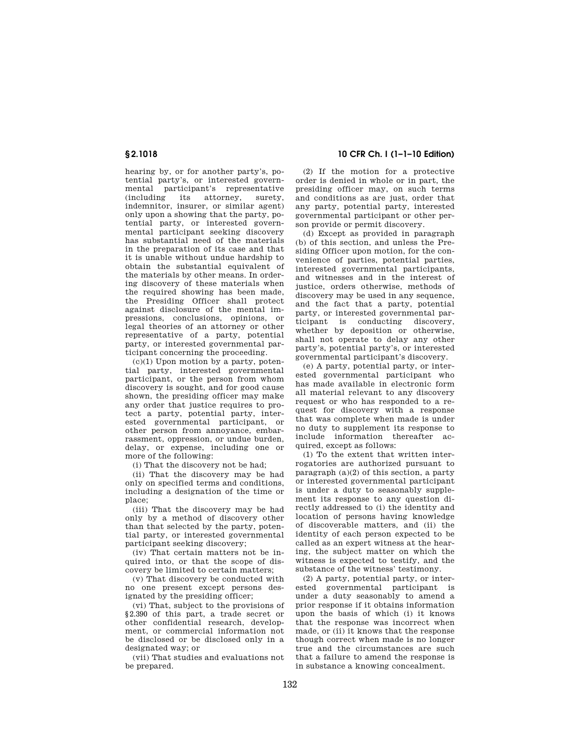hearing by, or for another party's, potential party's, or interested governmental participant's representative (including its attorney, surety, indemnitor, insurer, or similar agent) only upon a showing that the party, potential party, or interested governmental participant seeking discovery has substantial need of the materials in the preparation of its case and that it is unable without undue hardship to obtain the substantial equivalent of the materials by other means. In ordering discovery of these materials when the required showing has been made, the Presiding Officer shall protect against disclosure of the mental impressions, conclusions, opinions, or legal theories of an attorney or other representative of a party, potential party, or interested governmental participant concerning the proceeding.

(c)(1) Upon motion by a party, potential party, interested governmental participant, or the person from whom discovery is sought, and for good cause shown, the presiding officer may make any order that justice requires to protect a party, potential party, interested governmental participant, or other person from annoyance, embarrassment, oppression, or undue burden, delay, or expense, including one or more of the following:

(i) That the discovery not be had;

(ii) That the discovery may be had only on specified terms and conditions, including a designation of the time or place;

(iii) That the discovery may be had only by a method of discovery other than that selected by the party, potential party, or interested governmental participant seeking discovery;

(iv) That certain matters not be inquired into, or that the scope of discovery be limited to certain matters;

(v) That discovery be conducted with no one present except persons designated by the presiding officer;

(vi) That, subject to the provisions of §2.390 of this part, a trade secret or other confidential research, development, or commercial information not be disclosed or be disclosed only in a designated way; or

(vii) That studies and evaluations not be prepared.

(2) If the motion for a protective order is denied in whole or in part, the presiding officer may, on such terms and conditions as are just, order that any party, potential party, interested governmental participant or other person provide or permit discovery.

(d) Except as provided in paragraph (b) of this section, and unless the Presiding Officer upon motion, for the convenience of parties, potential parties, interested governmental participants, and witnesses and in the interest of justice, orders otherwise, methods of discovery may be used in any sequence, and the fact that a party, potential party, or interested governmental participant is conducting discovery, whether by deposition or otherwise, shall not operate to delay any other party's, potential party's, or interested governmental participant's discovery.

(e) A party, potential party, or interested governmental participant who has made available in electronic form all material relevant to any discovery request or who has responded to a request for discovery with a response that was complete when made is under no duty to supplement its response to include information thereafter acquired, except as follows:

(1) To the extent that written interrogatories are authorized pursuant to paragraph (a)(2) of this section, a party or interested governmental participant is under a duty to seasonably supplement its response to any question directly addressed to (i) the identity and location of persons having knowledge of discoverable matters, and (ii) the identity of each person expected to be called as an expert witness at the hearing, the subject matter on which the witness is expected to testify, and the substance of the witness' testimony.

(2) A party, potential party, or interested governmental participant is under a duty seasonably to amend a prior response if it obtains information upon the basis of which (i) it knows that the response was incorrect when made, or (ii) it knows that the response though correct when made is no longer true and the circumstances are such that a failure to amend the response is in substance a knowing concealment.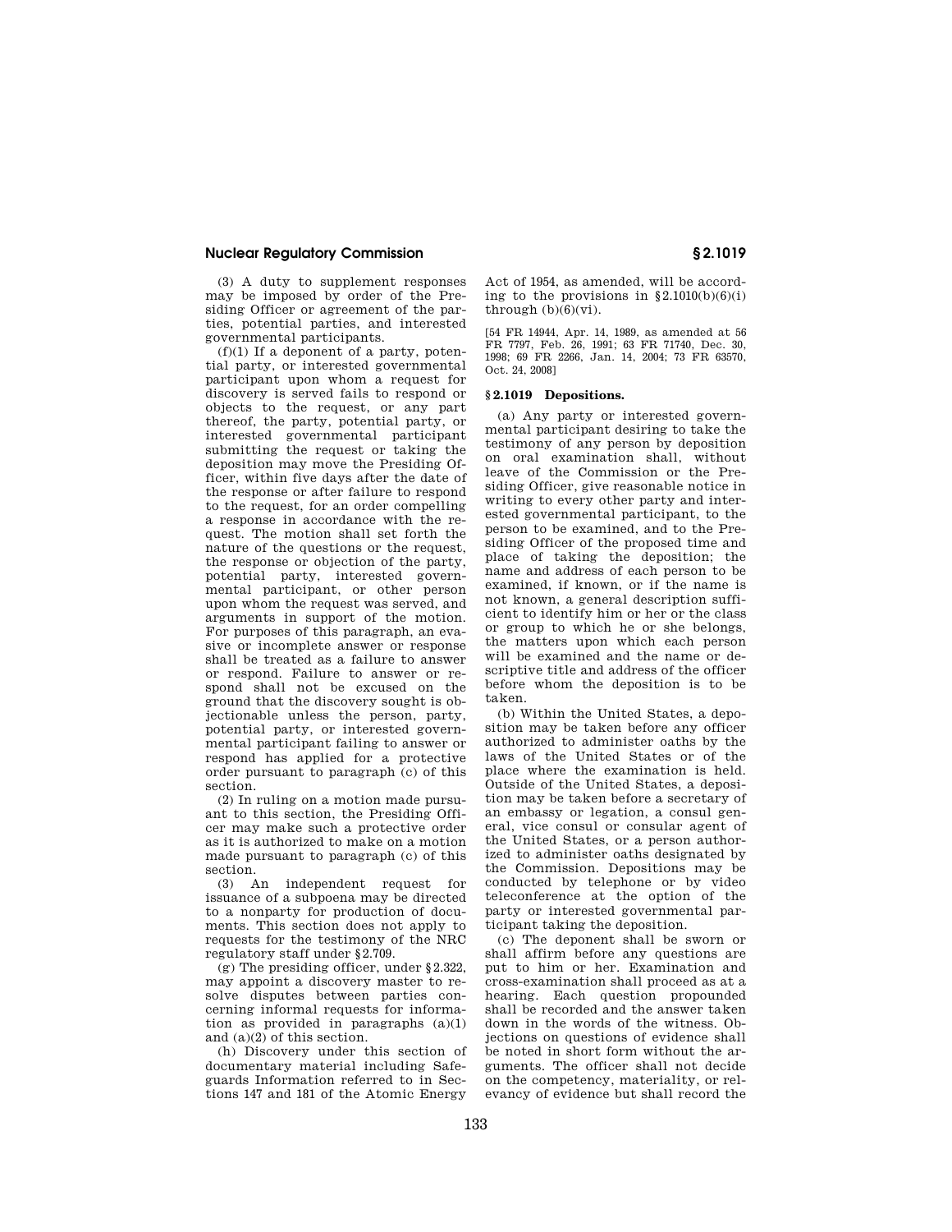(3) A duty to supplement responses may be imposed by order of the Presiding Officer or agreement of the parties, potential parties, and interested governmental participants.

(f)(1) If a deponent of a party, potential party, or interested governmental participant upon whom a request for discovery is served fails to respond or objects to the request, or any part thereof, the party, potential party, or interested governmental participant submitting the request or taking the deposition may move the Presiding Officer, within five days after the date of the response or after failure to respond to the request, for an order compelling a response in accordance with the request. The motion shall set forth the nature of the questions or the request, the response or objection of the party, potential party, interested governmental participant, or other person upon whom the request was served, and arguments in support of the motion. For purposes of this paragraph, an evasive or incomplete answer or response shall be treated as a failure to answer or respond. Failure to answer or respond shall not be excused on the ground that the discovery sought is objectionable unless the person, party, potential party, or interested governmental participant failing to answer or respond has applied for a protective order pursuant to paragraph (c) of this section.

(2) In ruling on a motion made pursuant to this section, the Presiding Officer may make such a protective order as it is authorized to make on a motion made pursuant to paragraph (c) of this section.

(3) An independent request for issuance of a subpoena may be directed to a nonparty for production of documents. This section does not apply to requests for the testimony of the NRC regulatory staff under §2.709.

(g) The presiding officer, under §2.322, may appoint a discovery master to resolve disputes between parties concerning informal requests for information as provided in paragraphs (a)(1) and (a)(2) of this section.

(h) Discovery under this section of documentary material including Safeguards Information referred to in Sections 147 and 181 of the Atomic Energy Act of 1954, as amended, will be according to the provisions in §2.1010(b)(6)(i) through (b)(6)(vi).

[54 FR 14944, Apr. 14, 1989, as amended at 56 FR 7797, Feb. 26, 1991; 63 FR 71740, Dec. 30, 1998; 69 FR 2266, Jan. 14, 2004; 73 FR 63570, Oct. 24, 2008]

### §2.1019 Depositions.

(a) Any party or interested governmental participant desiring to take the testimony of any person by deposition on oral examination shall, without leave of the Commission or the Presiding Officer, give reasonable notice in writing to every other party and interested governmental participant, to the person to be examined, and to the Presiding Officer of the proposed time and place of taking the deposition; the name and address of each person to be examined, if known, or if the name is not known, a general description sufficient to identify him or her or the class or group to which he or she belongs, the matters upon which each person will be examined and the name or descriptive title and address of the officer before whom the deposition is to be taken.

(b) Within the United States, a deposition may be taken before any officer authorized to administer oaths by the laws of the United States or of the place where the examination is held. Outside of the United States, a deposition may be taken before a secretary of an embassy or legation, a consul general, vice consul or consular agent of the United States, or a person authorized to administer oaths designated by the Commission. Depositions may be conducted by telephone or by video teleconference at the option of the party or interested governmental participant taking the deposition.

(c) The deponent shall be sworn or shall affirm before any questions are put to him or her. Examination and cross-examination shall proceed as at a hearing. Each question propounded shall be recorded and the answer taken down in the words of the witness. Objections on questions of evidence shall be noted in short form without the arguments. The officer shall not decide on the competency, materiality, or relevancy of evidence but shall record the